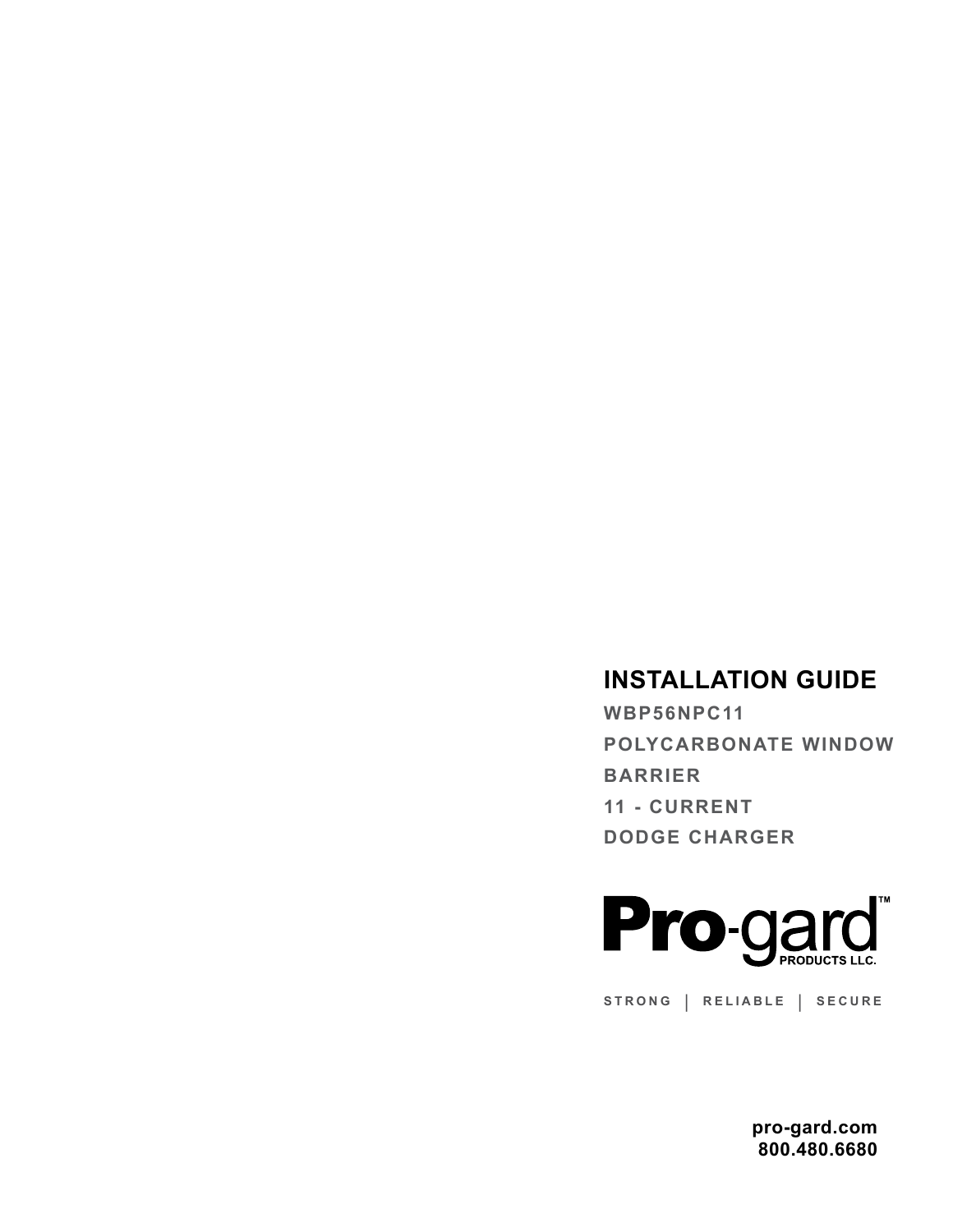# INSTALLATION GUIDE

**WBP56NPC11**

**POLYCARBONATE WINDOW BARRIER**

**11 - CURRENT**

**DODGE CHARGER**

**Pro-gard™**
PRODUCTS LLC.

STRONG | RELIABLE | SECURE

**pro-gard.com**
**800.480.6680**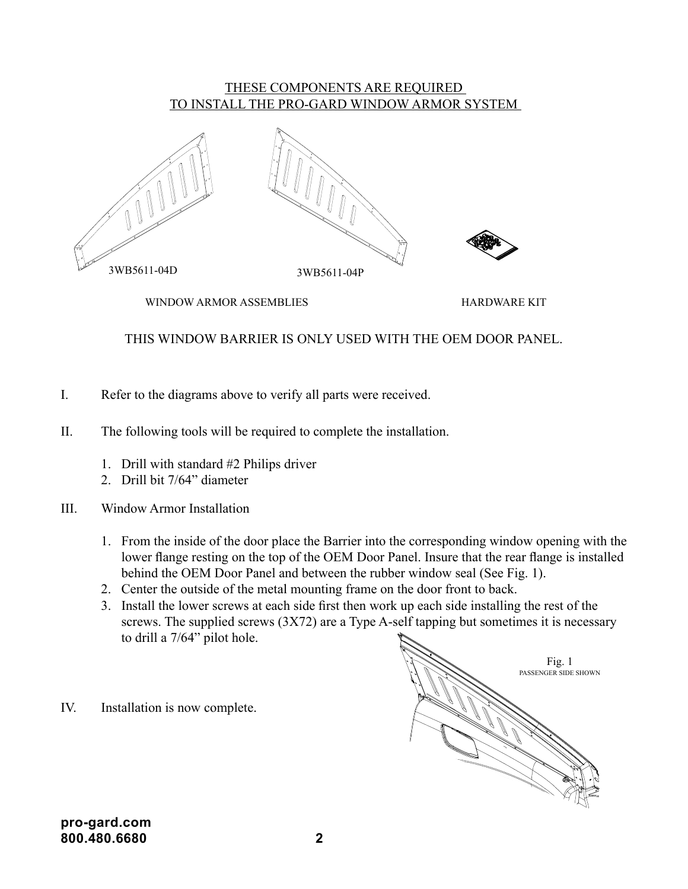THESE COMPONENTS ARE REQUIRED
TO INSTALL THE PRO-GARD WINDOW ARMOR SYSTEM

3WB5611-04D

3WB5611-04P

WINDOW ARMOR ASSEMBLIES

HARDWARE KIT

THIS WINDOW BARRIER IS ONLY USED WITH THE OEM DOOR PANEL.

I. Refer to the diagrams above to verify all parts were received.

II. The following tools will be required to complete the installation.

1. Drill with standard #2 Philips driver
2. Drill bit 7/64" diameter

III. Window Armor Installation

1. From the inside of the door place the Barrier into the corresponding window opening with the lower flange resting on the top of the OEM Door Panel. Insure that the rear flange is installed behind the OEM Door Panel and between the rubber window seal (See Fig. 1).
2. Center the outside of the metal mounting frame on the door front to back.
3. Install the lower screws at each side first then work up each side installing the rest of the screws. The supplied screws (3X72) are a Type A-self tapping but sometimes it is necessary to drill a 7/64" pilot hole.

Fig. 1
PASSENGER SIDE SHOWN

IV. Installation is now complete.

**pro-gard.com**
**800.480.6680**